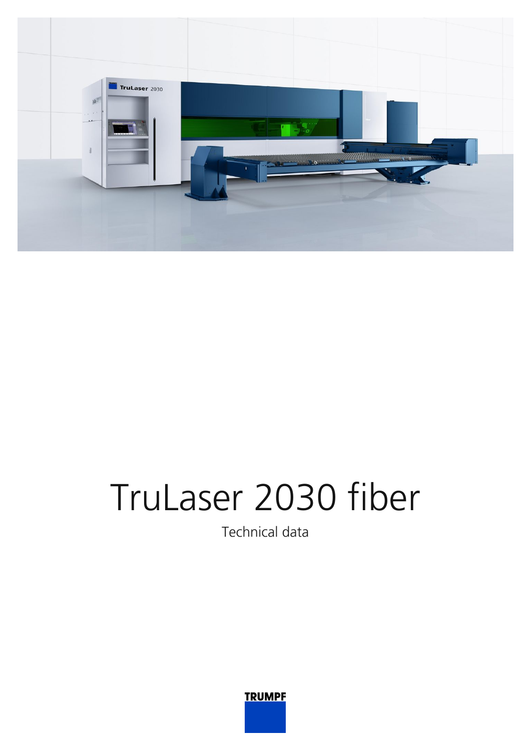# TruLaser 2030 fiber

Technical data

TRUMPF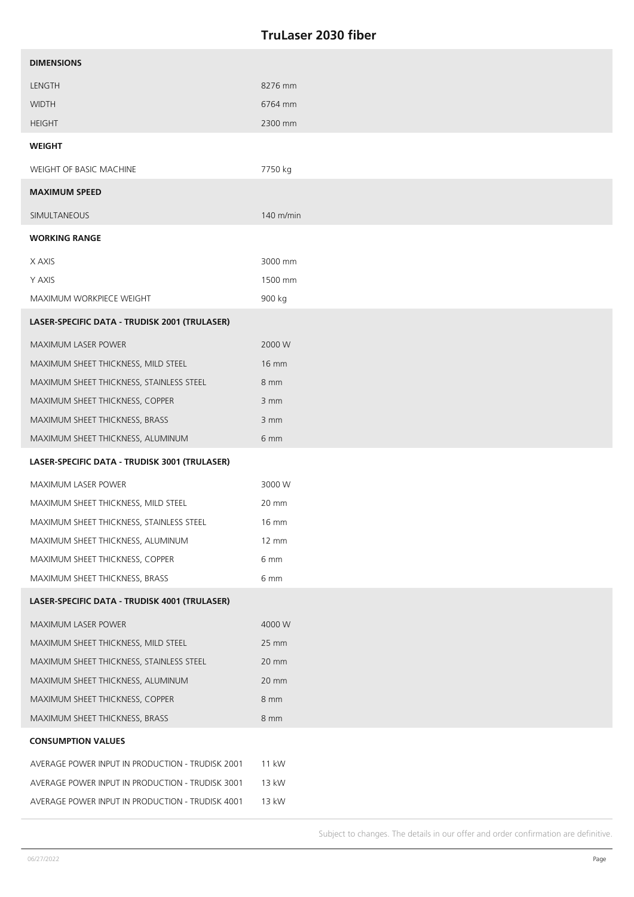# TruLaser 2030 fiber

| | |
|---|---|
| **DIMENSIONS** | |
| LENGTH | 8276 mm |
| WIDTH | 6764 mm |
| HEIGHT | 2300 mm |
| **WEIGHT** | |
| WEIGHT OF BASIC MACHINE | 7750 kg |
| **MAXIMUM SPEED** | |
| SIMULTANEOUS | 140 m/min |
| **WORKING RANGE** | |
| X AXIS | 3000 mm |
| Y AXIS | 1500 mm |
| MAXIMUM WORKPIECE WEIGHT | 900 kg |
| **LASER-SPECIFIC DATA - TRUDISK 2001 (TRULASER)** | |
| MAXIMUM LASER POWER | 2000 W |
| MAXIMUM SHEET THICKNESS, MILD STEEL | 16 mm |
| MAXIMUM SHEET THICKNESS, STAINLESS STEEL | 8 mm |
| MAXIMUM SHEET THICKNESS, COPPER | 3 mm |
| MAXIMUM SHEET THICKNESS, BRASS | 3 mm |
| MAXIMUM SHEET THICKNESS, ALUMINUM | 6 mm |
| **LASER-SPECIFIC DATA - TRUDISK 3001 (TRULASER)** | |
| MAXIMUM LASER POWER | 3000 W |
| MAXIMUM SHEET THICKNESS, MILD STEEL | 20 mm |
| MAXIMUM SHEET THICKNESS, STAINLESS STEEL | 16 mm |
| MAXIMUM SHEET THICKNESS, ALUMINUM | 12 mm |
| MAXIMUM SHEET THICKNESS, COPPER | 6 mm |
| MAXIMUM SHEET THICKNESS, BRASS | 6 mm |
| **LASER-SPECIFIC DATA - TRUDISK 4001 (TRULASER)** | |
| MAXIMUM LASER POWER | 4000 W |
| MAXIMUM SHEET THICKNESS, MILD STEEL | 25 mm |
| MAXIMUM SHEET THICKNESS, STAINLESS STEEL | 20 mm |
| MAXIMUM SHEET THICKNESS, ALUMINUM | 20 mm |
| MAXIMUM SHEET THICKNESS, COPPER | 8 mm |
| MAXIMUM SHEET THICKNESS, BRASS | 8 mm |
| **CONSUMPTION VALUES** | |
| AVERAGE POWER INPUT IN PRODUCTION - TRUDISK 2001 | 11 kW |
| AVERAGE POWER INPUT IN PRODUCTION - TRUDISK 3001 | 13 kW |
| AVERAGE POWER INPUT IN PRODUCTION - TRUDISK 4001 | 13 kW |

Subject to changes. The details in our offer and order confirmation are definitive.

06/27/2022